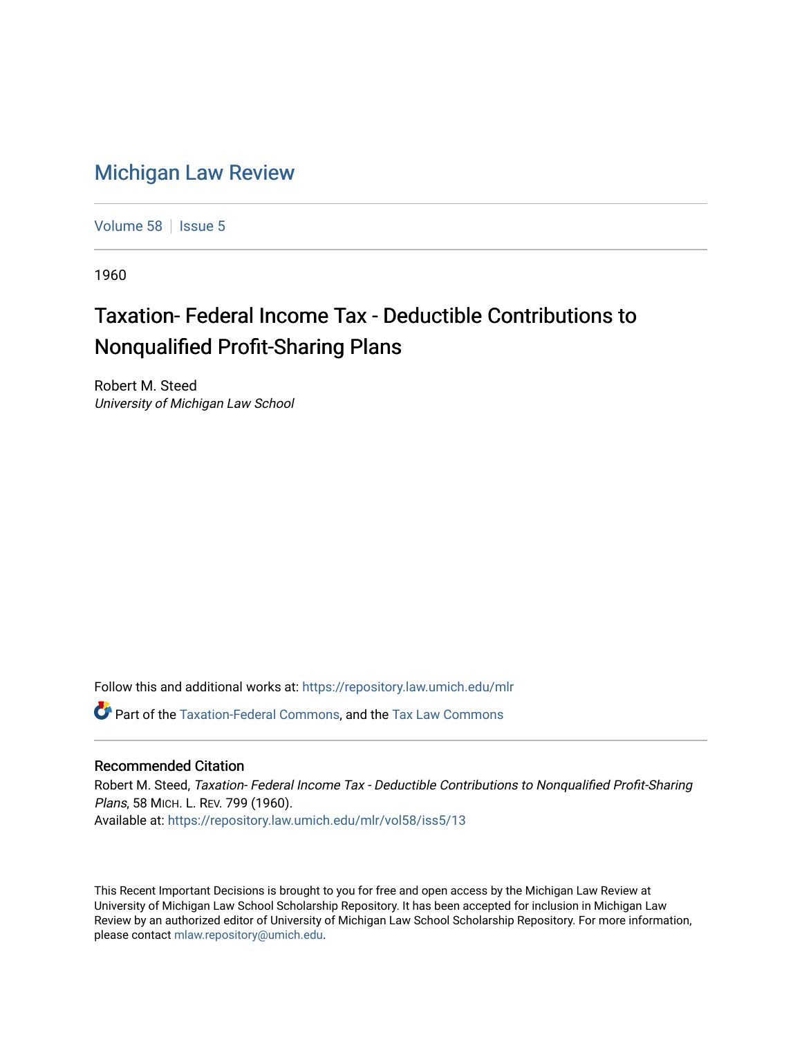# Michigan Law Review

Volume 58 | Issue 5

1960

## Taxation- Federal Income Tax - Deductible Contributions to Nonqualified Profit-Sharing Plans

Robert M. Steed
*University of Michigan Law School*

Follow this and additional works at: https://repository.law.umich.edu/mlr

Part of the Taxation-Federal Commons, and the Tax Law Commons

### Recommended Citation

Robert M. Steed, *Taxation- Federal Income Tax - Deductible Contributions to Nonqualified Profit-Sharing Plans*, 58 MICH. L. REV. 799 (1960).
Available at: https://repository.law.umich.edu/mlr/vol58/iss5/13

This Recent Important Decisions is brought to you for free and open access by the Michigan Law Review at University of Michigan Law School Scholarship Repository. It has been accepted for inclusion in Michigan Law Review by an authorized editor of University of Michigan Law School Scholarship Repository. For more information, please contact mlaw.repository@umich.edu.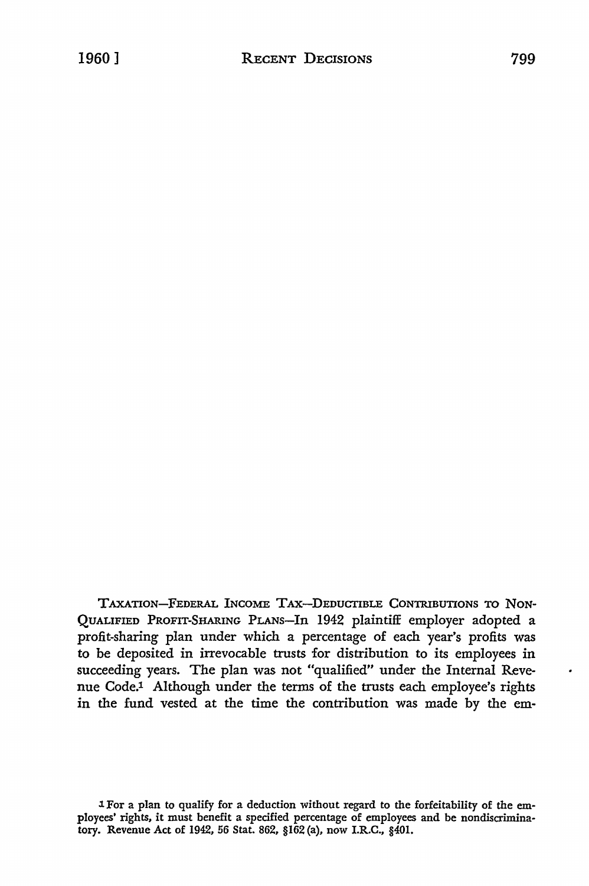TAXATION—FEDERAL INCOME TAX—DEDUCTIBLE CONTRIBUTIONS TO NON-QUALIFIED PROFIT-SHARING PLANS—In 1942 plaintiff employer adopted a profit-sharing plan under which a percentage of each year's profits was to be deposited in irrevocable trusts for distribution to its employees in succeeding years. The plan was not "qualified" under the Internal Revenue Code.[1] Although under the terms of the trusts each employee's rights in the fund vested at the time the contribution was made by the em-

[1] For a plan to qualify for a deduction without regard to the forfeitability of the employees' rights, it must benefit a specified percentage of employees and be nondiscriminatory. Revenue Act of 1942, 56 Stat. 862, §162 (a), now I.R.C., §401.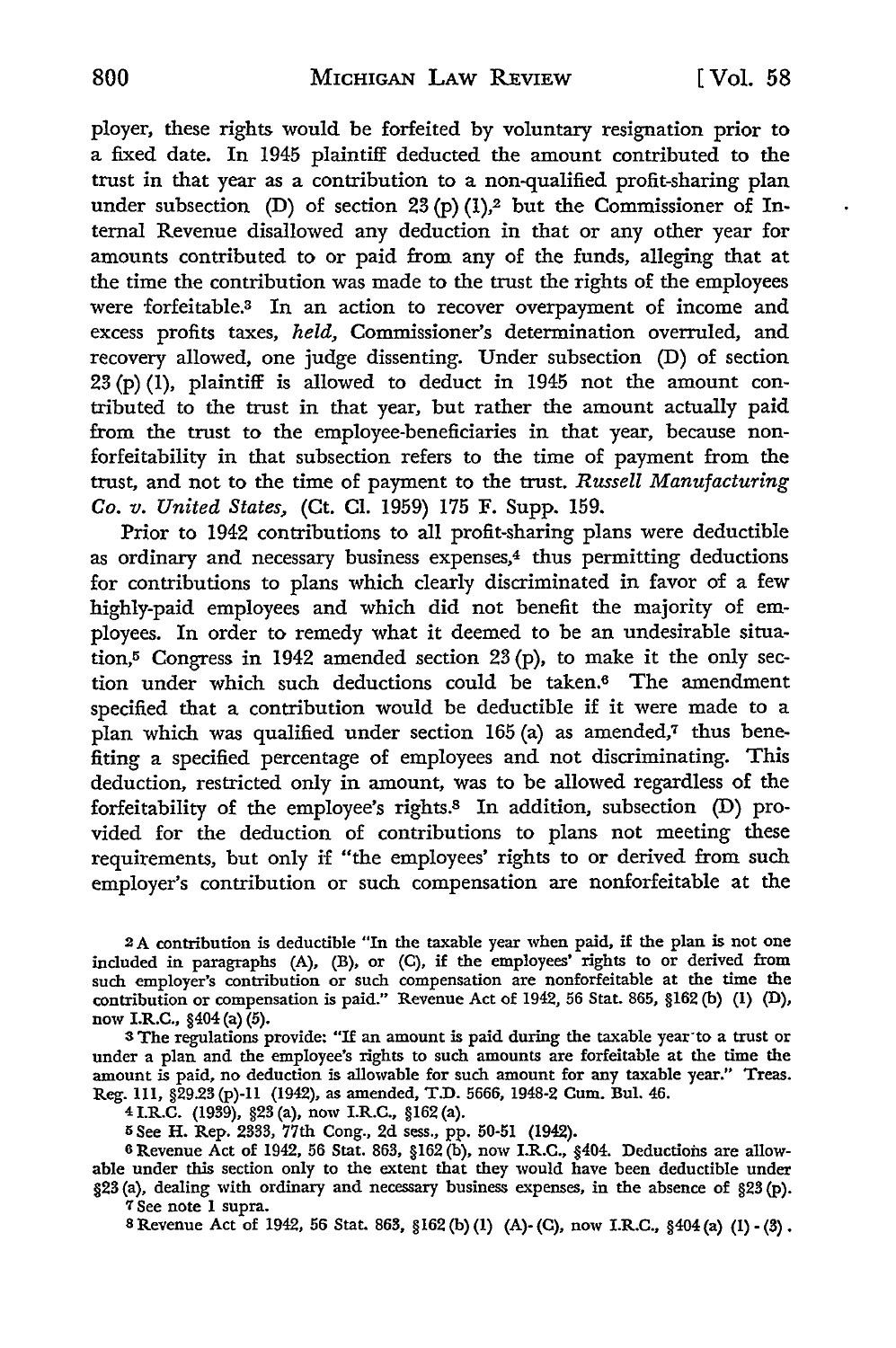ployer, these rights would be forfeited by voluntary resignation prior to a fixed date. In 1945 plaintiff deducted the amount contributed to the trust in that year as a contribution to a non-qualified profit-sharing plan under subsection (D) of section 23 (p) (1),[2] but the Commissioner of Internal Revenue disallowed any deduction in that or any other year for amounts contributed to or paid from any of the funds, alleging that at the time the contribution was made to the trust the rights of the employees were forfeitable.[3] In an action to recover overpayment of income and excess profits taxes, *held,* Commissioner's determination overruled, and recovery allowed, one judge dissenting. Under subsection (D) of section 23 (p) (1), plaintiff is allowed to deduct in 1945 not the amount contributed to the trust in that year, but rather the amount actually paid from the trust to the employee-beneficiaries in that year, because nonforfeitability in that subsection refers to the time of payment from the trust, and not to the time of payment to the trust. *Russell Manufacturing Co. v. United States,* (Ct. Cl. 1959) 175 F. Supp. 159.

Prior to 1942 contributions to all profit-sharing plans were deductible as ordinary and necessary business expenses,[4] thus permitting deductions for contributions to plans which clearly discriminated in favor of a few highly-paid employees and which did not benefit the majority of employees. In order to remedy what it deemed to be an undesirable situation,[5] Congress in 1942 amended section 23 (p), to make it the only section under which such deductions could be taken.[6] The amendment specified that a contribution would be deductible if it were made to a plan which was qualified under section 165 (a) as amended,[7] thus benefiting a specified percentage of employees and not discriminating. This deduction, restricted only in amount, was to be allowed regardless of the forfeitability of the employee's rights.[8] In addition, subsection (D) provided for the deduction of contributions to plans not meeting these requirements, but only if "the employees' rights to or derived from such employer's contribution or such compensation are nonforfeitable at the

---

[2] A contribution is deductible "In the taxable year when paid, if the plan is not one included in paragraphs (A), (B), or (C), if the employees' rights to or derived from such employer's contribution or such compensation are nonforfeitable at the time the contribution or compensation is paid." Revenue Act of 1942, 56 Stat. 865, §162 (b) (1) (D), now I.R.C., §404 (a) (5).

[3] The regulations provide: "If an amount is paid during the taxable year to a trust or under a plan and the employee's rights to such amounts are forfeitable at the time the amount is paid, no deduction is allowable for such amount for any taxable year." Treas. Reg. 111, §29.23 (p)-11 (1942), as amended, T.D. 5666, 1948-2 Cum. Bul. 46.

[4] I.R.C. (1939), §23 (a), now I.R.C., §162 (a).

[5] See H. Rep. 2333, 77th Cong., 2d sess., pp. 50-51 (1942).

[6] Revenue Act of 1942, 56 Stat. 863, §162 (b), now I.R.C., §404. Deductions are allowable under this section only to the extent that they would have been deductible under §23 (a), dealing with ordinary and necessary business expenses, in the absence of §23 (p).

[7] See note 1 supra.

[8] Revenue Act of 1942, 56 Stat. 863, §162 (b) (1) (A)-(C), now I.R.C., §404 (a) (1)-(3).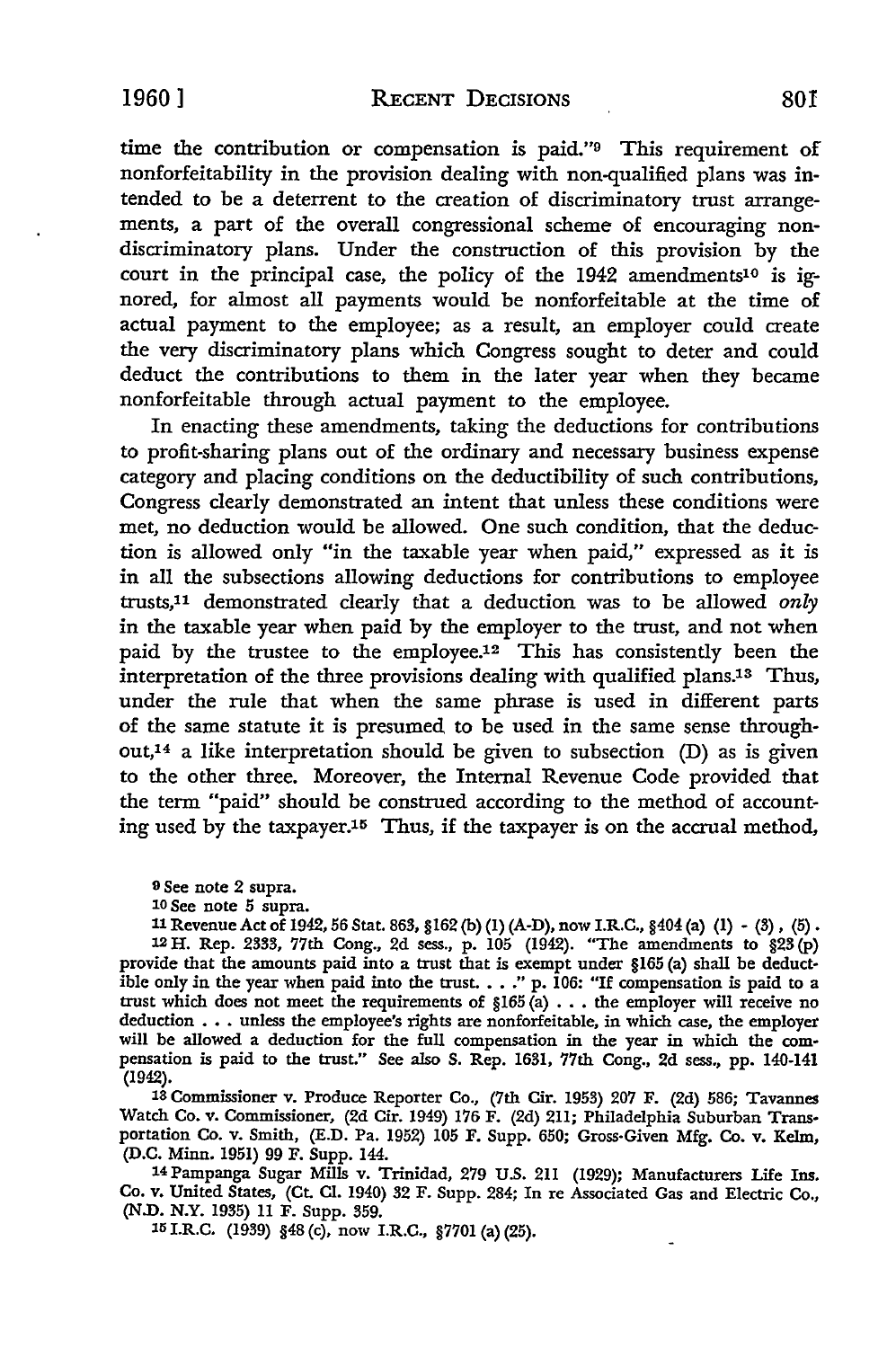time the contribution or compensation is paid."[9] This requirement of nonforfeitability in the provision dealing with non-qualified plans was intended to be a deterrent to the creation of discriminatory trust arrangements, a part of the overall congressional scheme of encouraging nondiscriminatory plans. Under the construction of this provision by the court in the principal case, the policy of the 1942 amendments[10] is ignored, for almost all payments would be nonforfeitable at the time of actual payment to the employee; as a result, an employer could create the very discriminatory plans which Congress sought to deter and could deduct the contributions to them in the later year when they became nonforfeitable through actual payment to the employee.

In enacting these amendments, taking the deductions for contributions to profit-sharing plans out of the ordinary and necessary business expense category and placing conditions on the deductibility of such contributions, Congress clearly demonstrated an intent that unless these conditions were met, no deduction would be allowed. One such condition, that the deduction is allowed only "in the taxable year when paid," expressed as it is in all the subsections allowing deductions for contributions to employee trusts,[11] demonstrated clearly that a deduction was to be allowed *only* in the taxable year when paid by the employer to the trust, and not when paid by the trustee to the employee.[12] This has consistently been the interpretation of the three provisions dealing with qualified plans.[13] Thus, under the rule that when the same phrase is used in different parts of the same statute it is presumed to be used in the same sense throughout,[14] a like interpretation should be given to subsection (D) as is given to the other three. Moreover, the Internal Revenue Code provided that the term "paid" should be construed according to the method of accounting used by the taxpayer.[15] Thus, if the taxpayer is on the accrual method,

---

[9] See note 2 supra.

[10] See note 5 supra.

[11] Revenue Act of 1942, 56 Stat. 863, §162 (b) (1) (A-D), now I.R.C., §404 (a) (1) - (3), (5).

[12] H. Rep. 2333, 77th Cong., 2d sess., p. 105 (1942). "The amendments to §23 (p) provide that the amounts paid into a trust that is exempt under §165 (a) shall be deductible only in the year when paid into the trust. . . ." p. 106: "If compensation is paid to a trust which does not meet the requirements of §165 (a) . . . the employer will receive no deduction . . . unless the employee's rights are nonforfeitable, in which case, the employer will be allowed a deduction for the full compensation in the year in which the compensation is paid to the trust." See also S. Rep. 1631, 77th Cong., 2d sess., pp. 140-141 (1942).

[13] Commissioner v. Produce Reporter Co., (7th Cir. 1953) 207 F. (2d) 586; Tavannes Watch Co. v. Commissioner, (2d Cir. 1949) 176 F. (2d) 211; Philadelphia Suburban Transportation Co. v. Smith, (E.D. Pa. 1952) 105 F. Supp. 650; Gross-Given Mfg. Co. v. Kelm, (D.C. Minn. 1951) 99 F. Supp. 144.

[14] Pampanga Sugar Mills v. Trinidad, 279 U.S. 211 (1929); Manufacturers Life Ins. Co. v. United States, (Ct. Cl. 1940) 32 F. Supp. 284; In re Associated Gas and Electric Co., (N.D. N.Y. 1935) 11 F. Supp. 359.

[15] I.R.C. (1939) §48 (c), now I.R.C., §7701 (a) (25).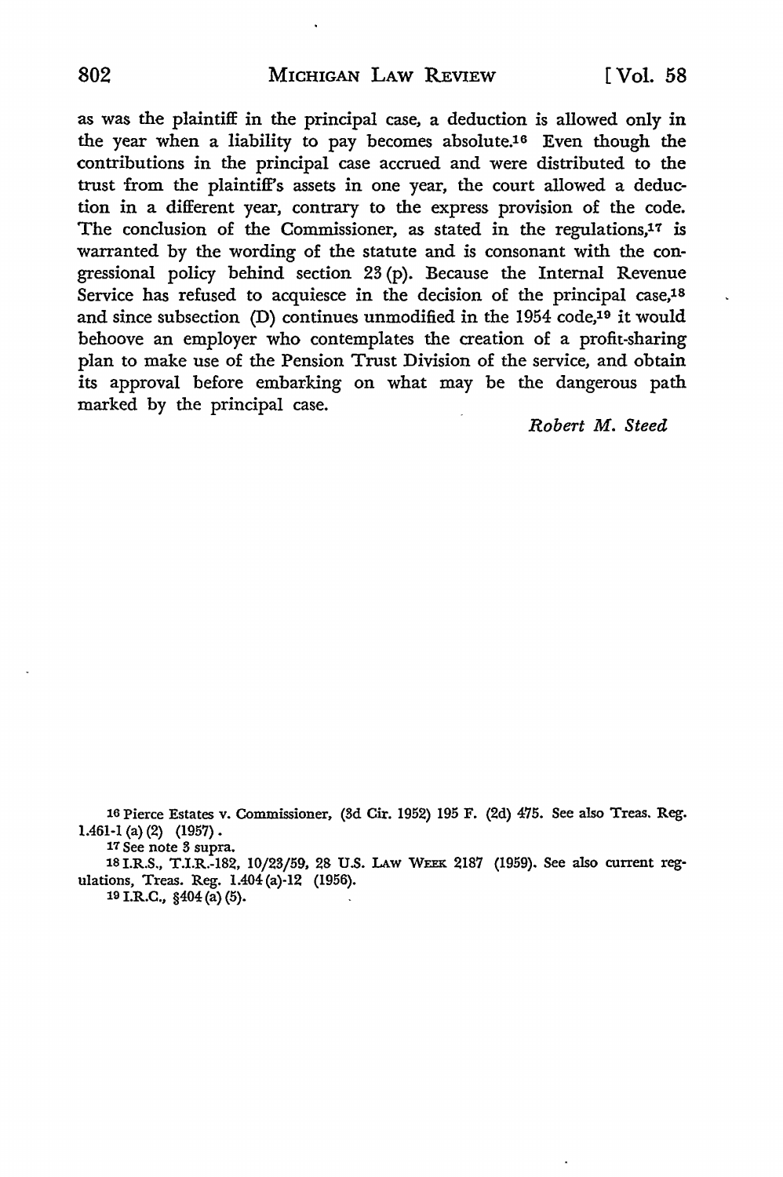as was the plaintiff in the principal case, a deduction is allowed only in the year when a liability to pay becomes absolute.[16] Even though the contributions in the principal case accrued and were distributed to the trust from the plaintiff's assets in one year, the court allowed a deduction in a different year, contrary to the express provision of the code. The conclusion of the Commissioner, as stated in the regulations,[17] is warranted by the wording of the statute and is consonant with the congressional policy behind section 23 (p). Because the Internal Revenue Service has refused to acquiesce in the decision of the principal case,[18] and since subsection (D) continues unmodified in the 1954 code,[19] it would behoove an employer who contemplates the creation of a profit-sharing plan to make use of the Pension Trust Division of the service, and obtain its approval before embarking on what may be the dangerous path marked by the principal case.

*Robert M. Steed*

---

[16] Pierce Estates v. Commissioner, (3d Cir. 1952) 195 F. (2d) 475. See also Treas. Reg. 1.461-1 (a) (2) (1957).

[17] See note 3 supra.

[18] I.R.S., T.I.R.-182, 10/23/59, 28 U.S. LAW WEEK 2187 (1959). See also current regulations, Treas. Reg. 1.404 (a)-12 (1956).

[19] I.R.C., §404 (a) (5).